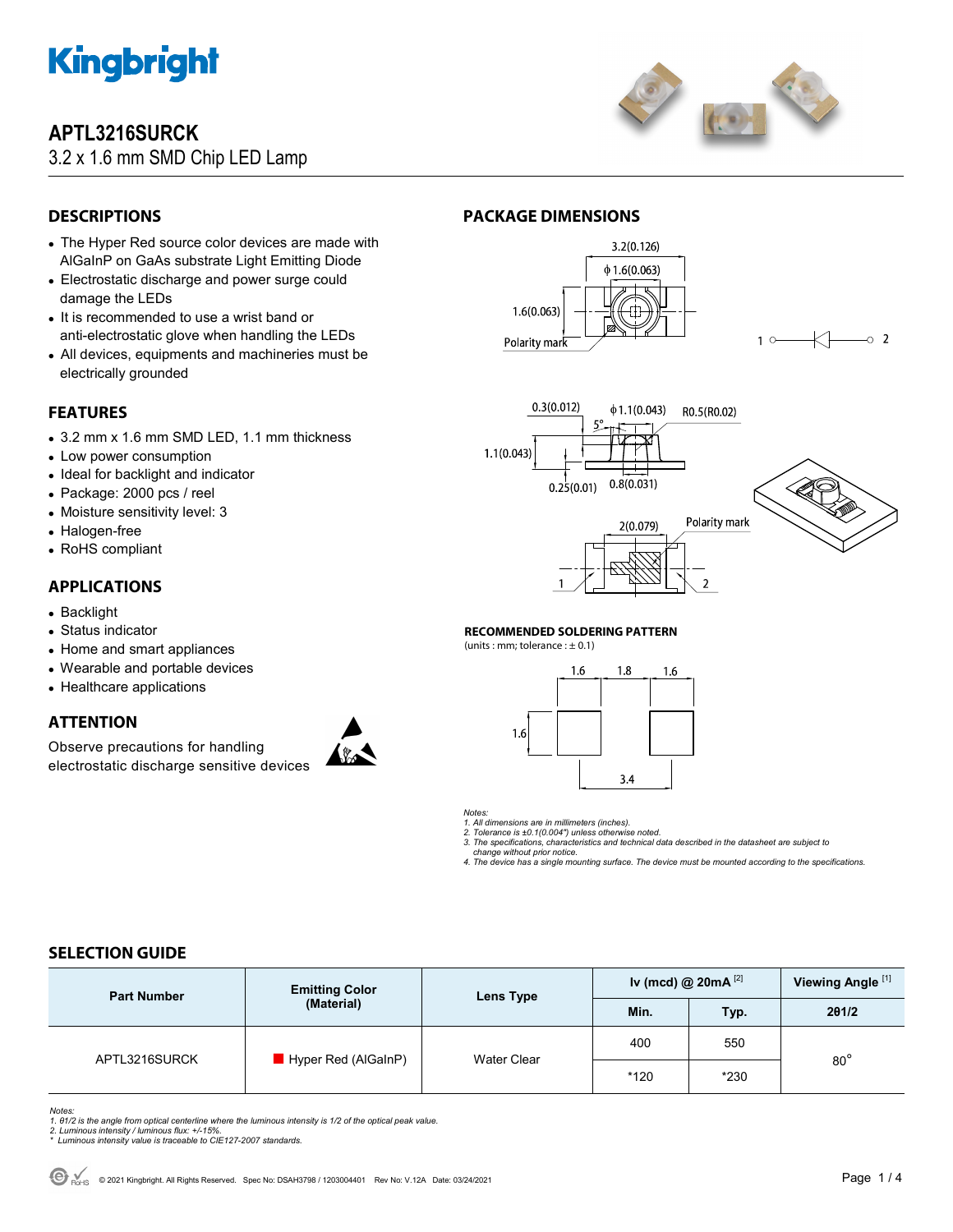# APTL3216SURCK

3.2 x 1.6 mm SMD Chip LED Lamp

## DESCRIPTIONS

- The Hyper Red source color devices are made with AlGaInP on GaAs substrate Light Emitting Diode
- Electrostatic discharge and power surge could damage the LEDs
- It is recommended to use a wrist band or anti-electrostatic glove when handling the LEDs
- All devices, equipments and machineries must be electrically grounded

## FEATURES

- 3.2 mm x 1.6 mm SMD LED, 1.1 mm thickness
- Low power consumption
- Ideal for backlight and indicator
- Package: 2000 pcs / reel
- Moisture sensitivity level: 3
- Halogen-free
- RoHS compliant

## APPLICATIONS

- Backlight
- Status indicator
- Home and smart appliances
- Wearable and portable devices
- Healthcare applications

## ATTENTION

Observe precautions for handling electrostatic discharge sensitive devices

## PACKAGE DIMENSIONS

3.2(0.126)
ϕ1.6(0.063)
1.6(0.063)
Polarity mark
1
2
0.3(0.012)
ϕ1.1(0.043)
R0.5(R0.02)
5°
1.1(0.043)
0.25(0.01)
0.8(0.031)
2(0.079)
Polarity mark
1
2

### RECOMMENDED SOLDERING PATTERN

(units : mm; tolerance : ± 0.1)

1.6
1.8
1.6
1.6
3.4

*Notes:*
*1. All dimensions are in millimeters (inches).*
*2. Tolerance is ±0.1(0.004") unless otherwise noted.*
*3. The specifications, characteristics and technical data described in the datasheet are subject to change without prior notice.*
*4. The device has a single mounting surface. The device must be mounted according to the specifications.*

## SELECTION GUIDE

| Part Number | Emitting Color (Material) | Lens Type | Iv (mcd) @ 20mA [2] | | Viewing Angle [1] |
|---|---|---|---|---|---|
| | | | Min. | Typ. | 2θ1/2 |
| APTL3216SURCK | Hyper Red (AlGaInP) | Water Clear | 400 | 550 | 80° |
| | | | *120 | *230 | |

*Notes:*
*1. θ1/2 is the angle from optical centerline where the luminous intensity is 1/2 of the optical peak value.*
*2. Luminous intensity / luminous flux: +/-15%.*
*\* Luminous intensity value is traceable to CIE127-2007 standards.*

© 2021 Kingbright. All Rights Reserved. Spec No: DSAH3798 / 1203004401 Rev No: V.12A Date: 03/24/2021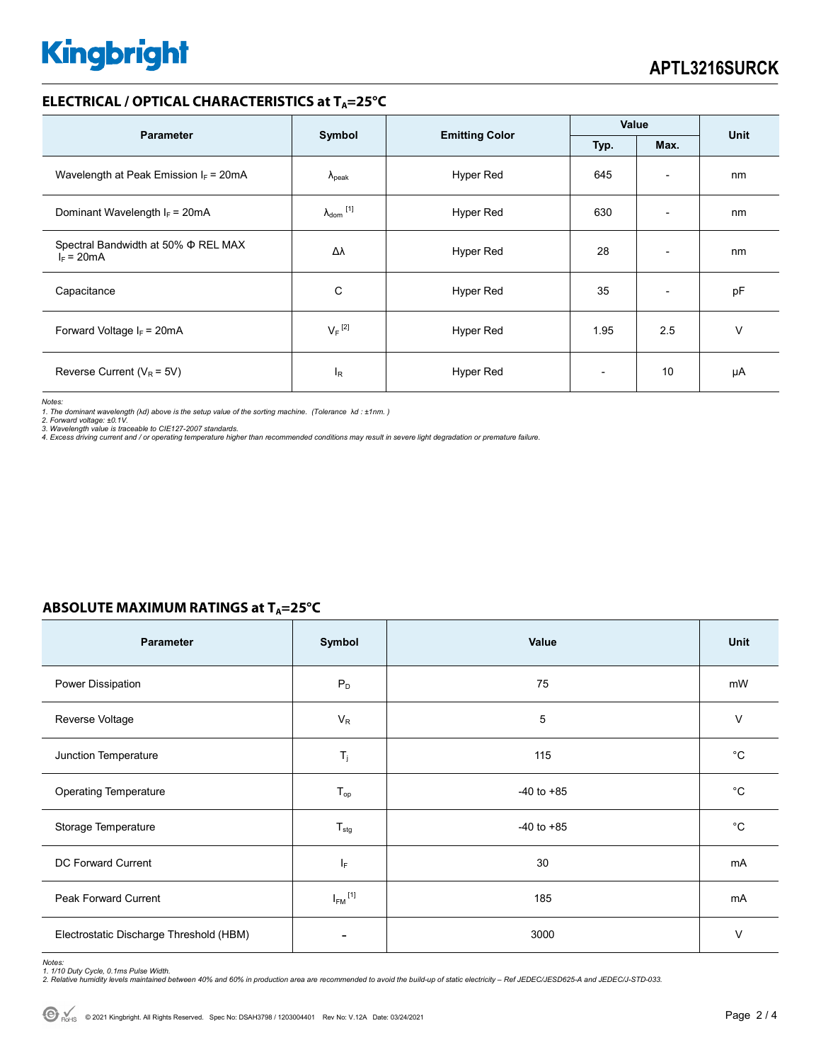## ELECTRICAL / OPTICAL CHARACTERISTICS at $T_A$=25°C

| Parameter | Symbol | Emitting Color | Value | | Unit |
|---|---|---|---|---|---|
| | | | Typ. | Max. | |
| Wavelength at Peak Emission $I_F$ = 20mA | $\lambda_{peak}$ | Hyper Red | 645 | - | nm |
| Dominant Wavelength $I_F$ = 20mA | $\lambda_{dom}$ [1] | Hyper Red | 630 | - | nm |
| Spectral Bandwidth at 50% Φ REL MAX $I_F$ = 20mA | Δλ | Hyper Red | 28 | - | nm |
| Capacitance | C | Hyper Red | 35 | - | pF |
| Forward Voltage $I_F$ = 20mA | $V_F$ [2] | Hyper Red | 1.95 | 2.5 | V |
| Reverse Current ($V_R$ = 5V) | $I_R$ | Hyper Red | - | 10 | μA |

*Notes:*
*1. The dominant wavelength (λd) above is the setup value of the sorting machine. (Tolerance λd : ±1nm. )*
*2. Forward voltage: ±0.1V.*
*3. Wavelength value is traceable to CIE127-2007 standards.*
*4. Excess driving current and / or operating temperature higher than recommended conditions may result in severe light degradation or premature failure.*

## ABSOLUTE MAXIMUM RATINGS at $T_A$=25°C

| Parameter | Symbol | Value | Unit |
|---|---|---|---|
| Power Dissipation | $P_D$ | 75 | mW |
| Reverse Voltage | $V_R$ | 5 | V |
| Junction Temperature | $T_j$ | 115 | °C |
| Operating Temperature | $T_{op}$ | -40 to +85 | °C |
| Storage Temperature | $T_{stg}$ | -40 to +85 | °C |
| DC Forward Current | $I_F$ | 30 | mA |
| Peak Forward Current | $I_{FM}$ [1] | 185 | mA |
| Electrostatic Discharge Threshold (HBM) | - | 3000 | V |

*Notes:*
*1. 1/10 Duty Cycle, 0.1ms Pulse Width.*
*2. Relative humidity levels maintained between 40% and 60% in production area are recommended to avoid the build-up of static electricity – Ref JEDEC/JESD625-A and JEDEC/J-STD-033.*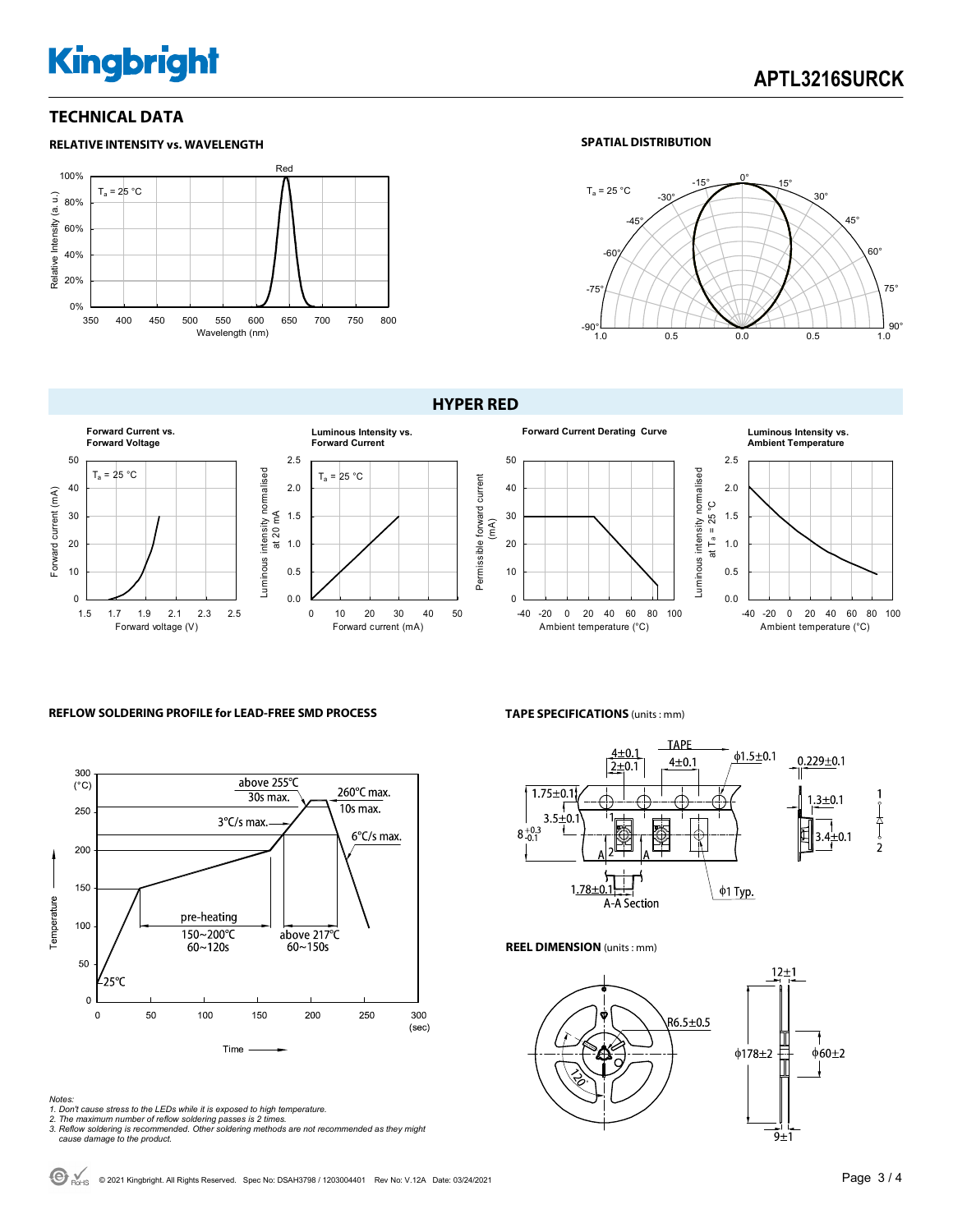## TECHNICAL DATA

### RELATIVE INTENSITY vs. WAVELENGTH

$T_a$ = 25 °C

Red

Relative Intensity (a.u.)

100%
80%
60%
40%
20%
0%

350 400 450 500 550 600 650 700 750 800

Wavelength (nm)

### SPATIAL DISTRIBUTION

$T_a$ = 25 °C

0° 15° 30° 45° 60° 75° 90°
-15° -30° -45° -60° -75° -90°

1.0 0.5 0.0 0.5 1.0

## HYPER RED

**Forward Current vs. Forward Voltage**

$T_a$ = 25 °C

Forward current (mA)

50 40 30 20 10 0

1.5 1.7 1.9 2.1 2.3 2.5

Forward voltage (V)

**Luminous Intensity vs. Forward Current**

$T_a$ = 25 °C

Luminous intensity normalised at 20 mA

2.5 2.0 1.5 1.0 0.5 0.0

0 10 20 30 40 50

Forward current (mA)

**Forward Current Derating Curve**

Permissible forward current (mA)

50 40 30 20 10 0

-40 -20 0 20 40 60 80 100

Ambient temperature (°C)

**Luminous Intensity vs. Ambient Temperature**

Luminous intensity normalised at $T_a$ = 25 °C

2.5 2.0 1.5 1.0 0.5 0.0

-40 -20 0 20 40 60 80 100

Ambient temperature (°C)

### REFLOW SOLDERING PROFILE for LEAD-FREE SMD PROCESS

Temperature (°C)

300 250 200 150 100 50 0

0 50 100 150 200 250 300 (sec)

Time

above 255℃ 30s max.

260℃ max. 10s max.

3℃/s max.

6℃/s max.

pre-heating 150~200℃ 60~120s

above 217℃ 60~150s

25℃

### TAPE SPECIFICATIONS (units : mm)

TAPE

4±0.1
2±0.1
4±0.1
ϕ1.5±0.1
0.229±0.1
1.75±0.1
3.5±0.1
$8^{+0.3}_{-0.1}$
1.3±0.1
3.4±0.1
1.78±0.1
A-A Section
ϕ1 Typ.
1
2

### REEL DIMENSION (units : mm)

R6.5±0.5
120°
12±1
ϕ178±2
ϕ60±2
9±1

*Notes:*
*1. Don't cause stress to the LEDs while it is exposed to high temperature.*
*2. The maximum number of reflow soldering passes is 2 times.*
*3. Reflow soldering is recommended. Other soldering methods are not recommended as they might cause damage to the product.*

© 2021 Kingbright. All Rights Reserved. Spec No: DSAH3798 / 1203004401 Rev No: V.12A Date: 03/24/2021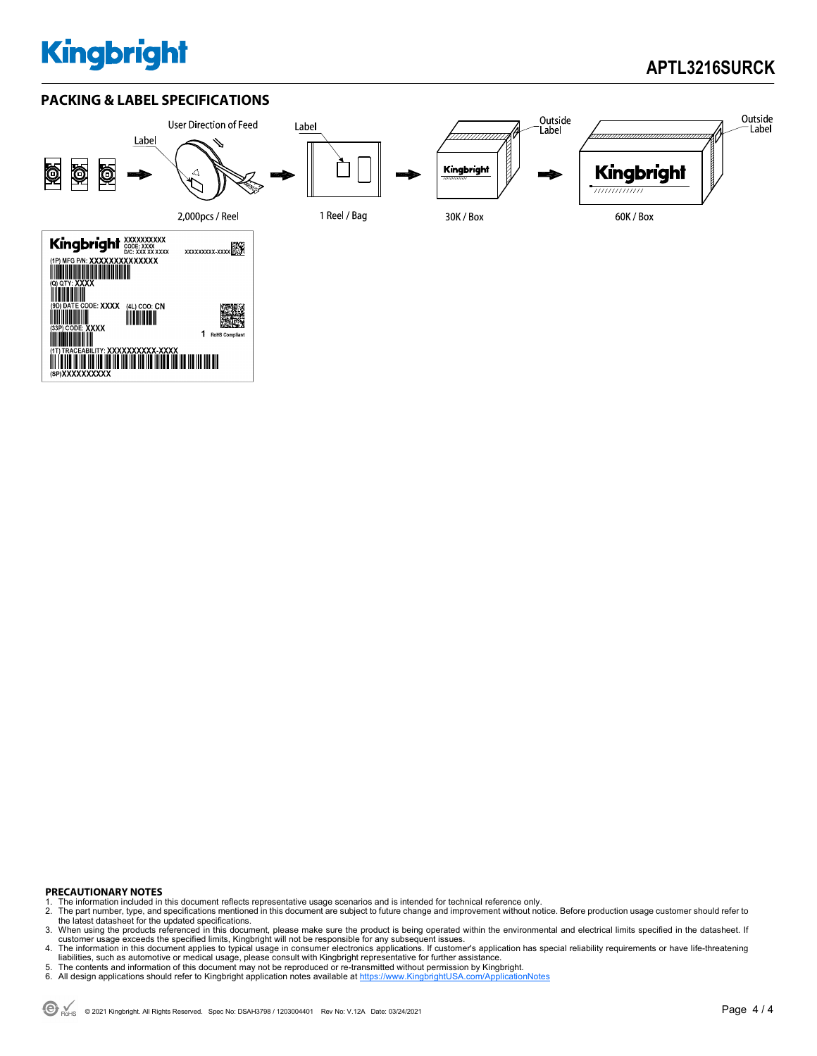## PACKING & LABEL SPECIFICATIONS

Label

User Direction of Feed

Label

Outside Label

Outside Label

2,000pcs / Reel

1 Reel / Bag

30K / Box

60K / Box

Kingbright XXXXXXXXXX
CODE: XXXX
D/C: XXX XX XXXX
XXXXXXXXX-XXXX
(1P) MFG P/N: XXXXXXXXXXXXXX
(Q) QTY: XXXX
(9D) DATE CODE: XXXX (4L) COO: CN
(33P) CODE: XXXX
1 RoHS Compliant
(1T) TRACEABILITY: XXXXXXXXXX-XXXX
(SP)XXXXXXXXXX

### PRECAUTIONARY NOTES

1. The information included in this document reflects representative usage scenarios and is intended for technical reference only.
2. The part number, type, and specifications mentioned in this document are subject to future change and improvement without notice. Before production usage customer should refer to the latest datasheet for the updated specifications.
3. When using the products referenced in this document, please make sure the product is being operated within the environmental and electrical limits specified in the datasheet. If customer usage exceeds the specified limits, Kingbright will not be responsible for any subsequent issues.
4. The information in this document applies to typical usage in consumer electronics applications. If customer's application has special reliability requirements or have life-threatening liabilities, such as automotive or medical usage, please consult with Kingbright representative for further assistance.
5. The contents and information of this document may not be reproduced or re-transmitted without permission by Kingbright.
6. All design applications should refer to Kingbright application notes available at https://www.KingbrightUSA.com/ApplicationNotes

© 2021 Kingbright. All Rights Reserved. Spec No: DSAH3798 / 1203004401 Rev No: V.12A Date: 03/24/2021